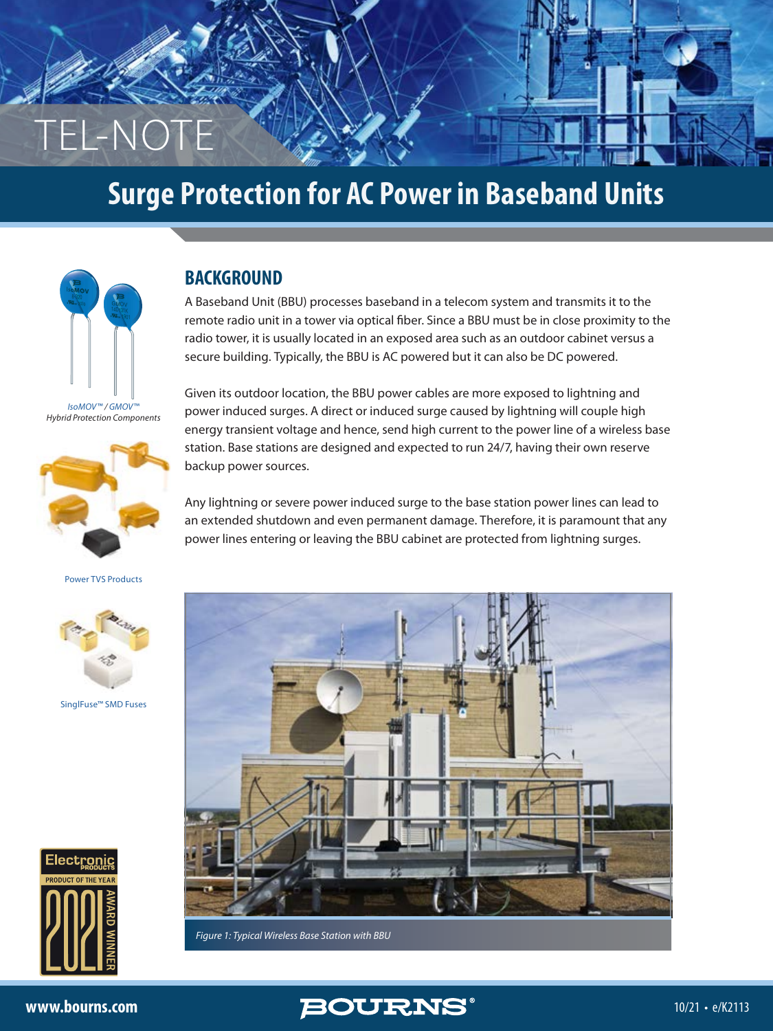# TEL-NOTE

## Surge Protection for AC Power in Baseband Units

*IsoMOV™ / GMOV™*
*Hybrid Protection Components*

Power TVS Products

SinglFuse™ SMD Fuses

### BACKGROUND

A Baseband Unit (BBU) processes baseband in a telecom system and transmits it to the remote radio unit in a tower via optical fiber. Since a BBU must be in close proximity to the radio tower, it is usually located in an exposed area such as an outdoor cabinet versus a secure building. Typically, the BBU is AC powered but it can also be DC powered.

Given its outdoor location, the BBU power cables are more exposed to lightning and power induced surges. A direct or induced surge caused by lightning will couple high energy transient voltage and hence, send high current to the power line of a wireless base station. Base stations are designed and expected to run 24/7, having their own reserve backup power sources.

Any lightning or severe power induced surge to the base station power lines can lead to an extended shutdown and even permanent damage. Therefore, it is paramount that any power lines entering or leaving the BBU cabinet are protected from lightning surges.

*Figure 1: Typical Wireless Base Station with BBU*

Electronic Products — Product of the Year 2021 Award Winner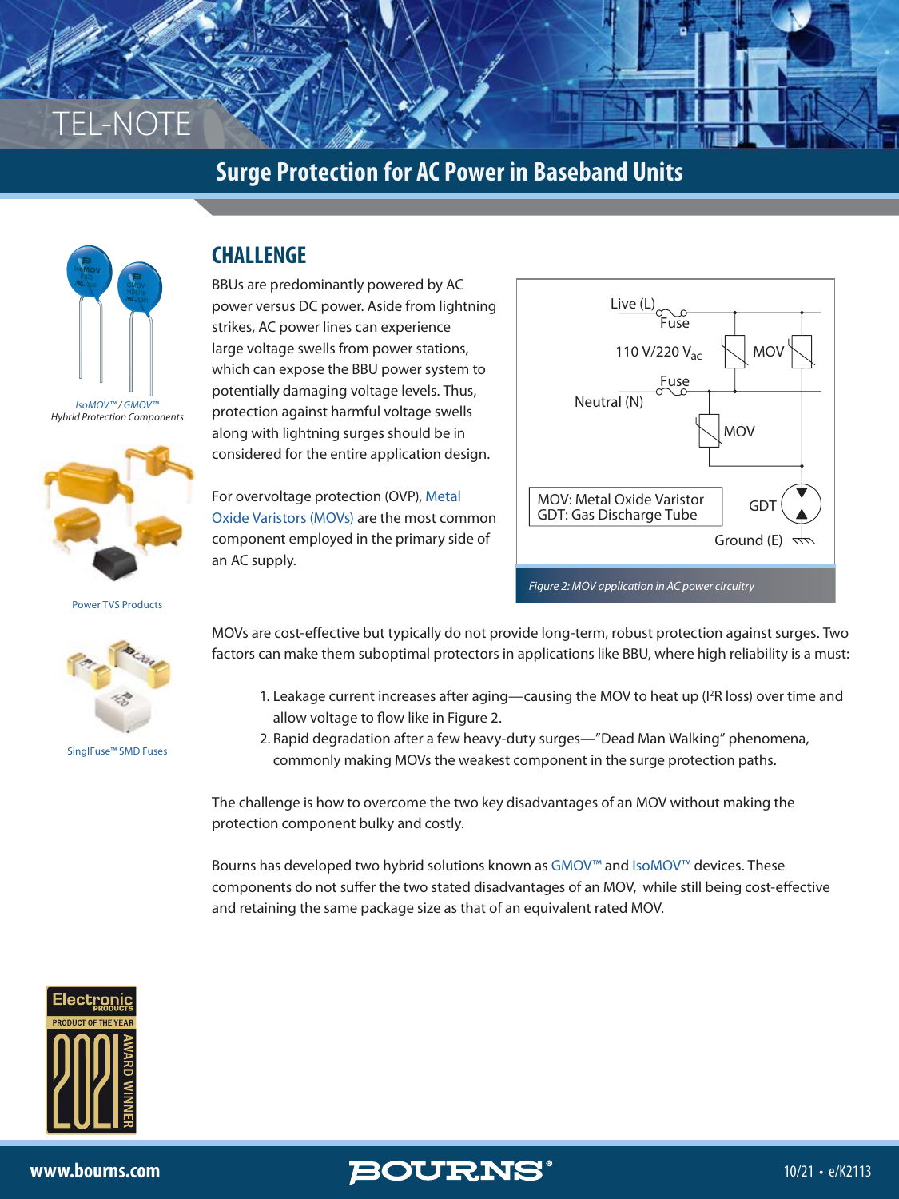# Surge Protection for AC Power in Baseband Units

*IsoMOV™ / GMOV™*
*Hybrid Protection Components*

Power TVS Products

SinglFuse™ SMD Fuses

## CHALLENGE

BBUs are predominantly powered by AC power versus DC power. Aside from lightning strikes, AC power lines can experience large voltage swells from power stations, which can expose the BBU power system to potentially damaging voltage levels. Thus, protection against harmful voltage swells along with lightning surges should be in considered for the entire application design.

For overvoltage protection (OVP), Metal Oxide Varistors (MOVs) are the most common component employed in the primary side of an AC supply.

Live (L) | Fuse | 110 V/220 $V_{ac}$ | MOV | Fuse | Neutral (N) | MOV | MOV: Metal Oxide Varistor | GDT: Gas Discharge Tube | GDT | Ground (E)

*Figure 2: MOV application in AC power circuitry*

MOVs are cost-effective but typically do not provide long-term, robust protection against surges. Two factors can make them suboptimal protectors in applications like BBU, where high reliability is a must:

1. Leakage current increases after aging—causing the MOV to heat up ($I^2R$ loss) over time and allow voltage to flow like in Figure 2.
2. Rapid degradation after a few heavy-duty surges—"Dead Man Walking" phenomena, commonly making MOVs the weakest component in the surge protection paths.

The challenge is how to overcome the two key disadvantages of an MOV without making the protection component bulky and costly.

Bourns has developed two hybrid solutions known as GMOV™ and IsoMOV™ devices. These components do not suffer the two stated disadvantages of an MOV, while still being cost-effective and retaining the same package size as that of an equivalent rated MOV.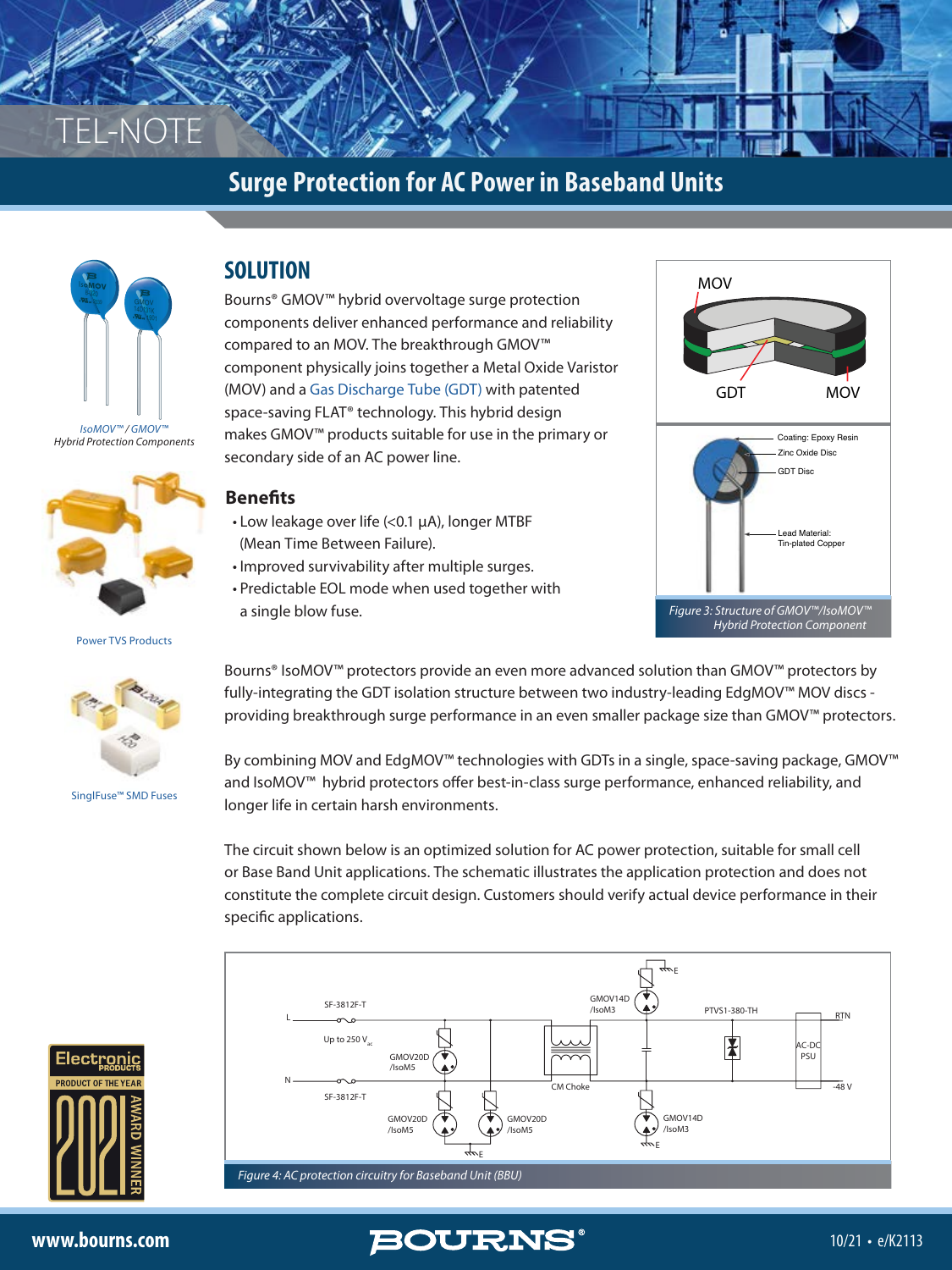# Surge Protection for AC Power in Baseband Units

*IsoMOV™ / GMOV™*
*Hybrid Protection Components*

Power TVS Products

SinglFuse™ SMD Fuses

## SOLUTION

Bourns® GMOV™ hybrid overvoltage surge protection components deliver enhanced performance and reliability compared to an MOV. The breakthrough GMOV™ component physically joins together a Metal Oxide Varistor (MOV) and a Gas Discharge Tube (GDT) with patented space-saving FLAT® technology. This hybrid design makes GMOV™ products suitable for use in the primary or secondary side of an AC power line.

### Benefits

- Low leakage over life (<0.1 µA), longer MTBF (Mean Time Between Failure).
- Improved survivability after multiple surges.
- Predictable EOL mode when used together with a single blow fuse.

MOV
GDT
MOV

Coating: Epoxy Resin
Zinc Oxide Disc
GDT Disc
Lead Material: Tin-plated Copper

*Figure 3: Structure of GMOV™/IsoMOV™ Hybrid Protection Component*

Bourns® IsoMOV™ protectors provide an even more advanced solution than GMOV™ protectors by fully-integrating the GDT isolation structure between two industry-leading EdgMOV™ MOV discs - providing breakthrough surge performance in an even smaller package size than GMOV™ protectors.

By combining MOV and EdgMOV™ technologies with GDTs in a single, space-saving package, GMOV™ and IsoMOV™ hybrid protectors offer best-in-class surge performance, enhanced reliability, and longer life in certain harsh environments.

The circuit shown below is an optimized solution for AC power protection, suitable for small cell or Base Band Unit applications. The schematic illustrates the application protection and does not constitute the complete circuit design. Customers should verify actual device performance in their specific applications.

SF-3812F-T, L, Up to 250 $V_{ac}$, N, SF-3812F-T, GMOV20D /IsoM5, GMOV20D /IsoM5, GMOV20D /IsoM5, CM Choke, GMOV14D /IsoM3, GMOV14D /IsoM3, E, PTVS1-380-TH, AC-DC PSU, RTN, -48 V

*Figure 4: AC protection circuitry for Baseband Unit (BBU)*

Electronic Products — Product of the Year 2021 Award Winner

www.bourns.com

10/21 • e/K2113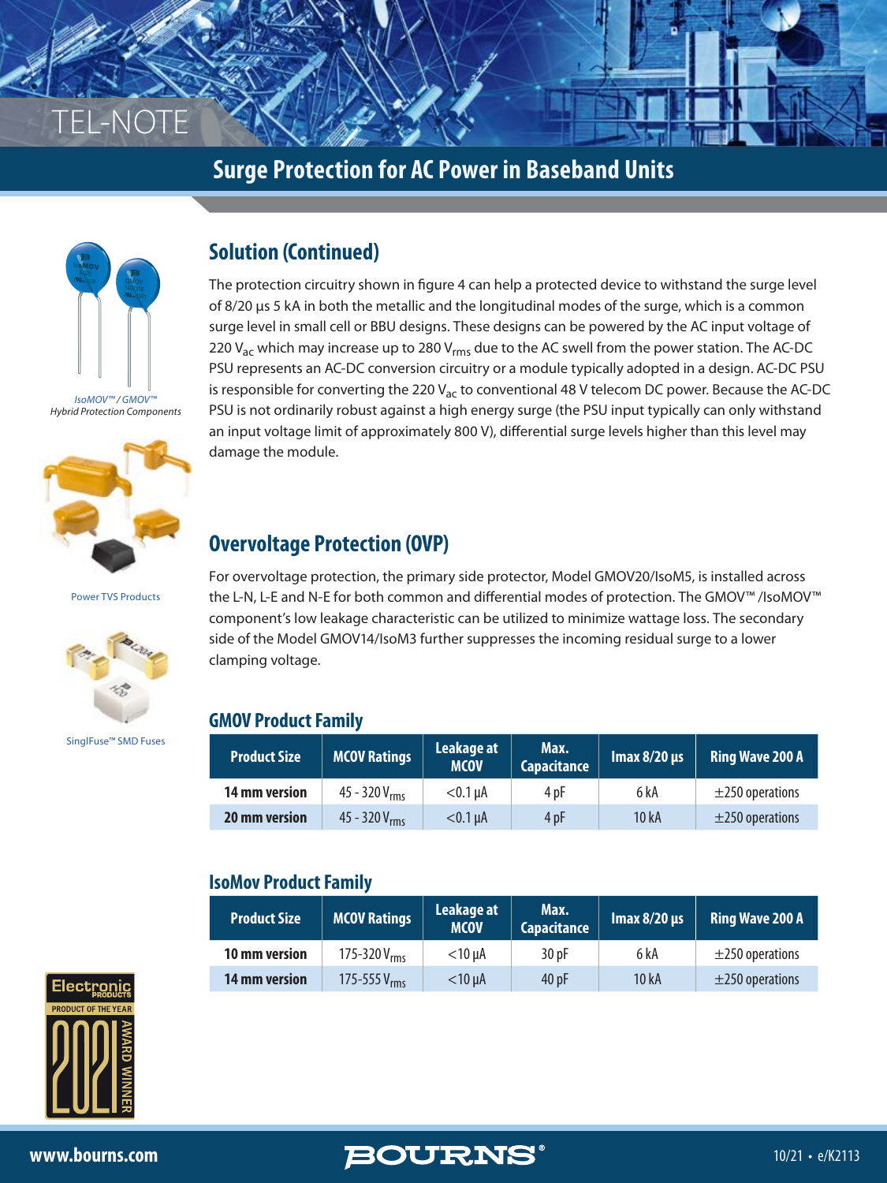## Solution (Continued)

The protection circuitry shown in figure 4 can help a protected device to withstand the surge level of 8/20 µs 5 kA in both the metallic and the longitudinal modes of the surge, which is a common surge level in small cell or BBU designs. These designs can be powered by the AC input voltage of 220 $V_{ac}$ which may increase up to 280 $V_{rms}$ due to the AC swell from the power station. The AC-DC PSU represents an AC-DC conversion circuitry or a module typically adopted in a design. AC-DC PSU is responsible for converting the 220 $V_{ac}$ to conventional 48 V telecom DC power. Because the AC-DC PSU is not ordinarily robust against a high energy surge (the PSU input typically can only withstand an input voltage limit of approximately 800 V), differential surge levels higher than this level may damage the module.

## Overvoltage Protection (OVP)

For overvoltage protection, the primary side protector, Model GMOV20/IsoM5, is installed across the L-N, L-E and N-E for both common and differential modes of protection. The GMOV™ /IsoMOV™ component's low leakage characteristic can be utilized to minimize wattage loss. The secondary side of the Model GMOV14/IsoM3 further suppresses the incoming residual surge to a lower clamping voltage.

### GMOV Product Family

| Product Size | MCOV Ratings | Leakage at MCOV | Max. Capacitance | Imax 8/20 µs | Ring Wave 200 A |
|---|---|---|---|---|---|
| **14 mm version** | 45 - 320 $V_{rms}$ | <0.1 µA | 4 pF | 6 kA | ±250 operations |
| **20 mm version** | 45 - 320 $V_{rms}$ | <0.1 µA | 4 pF | 10 kA | ±250 operations |

### IsoMov Product Family

| Product Size | MCOV Ratings | Leakage at MCOV | Max. Capacitance | Imax 8/20 µs | Ring Wave 200 A |
|---|---|---|---|---|---|
| **10 mm version** | 175-320 $V_{rms}$ | <10 µA | 30 pF | 6 kA | ±250 operations |
| **14 mm version** | 175-555 $V_{rms}$ | <10 µA | 40 pF | 10 kA | ±250 operations |

*IsoMOV™ / GMOV™ Hybrid Protection Components*

Power TVS Products

SinglFuse™ SMD Fuses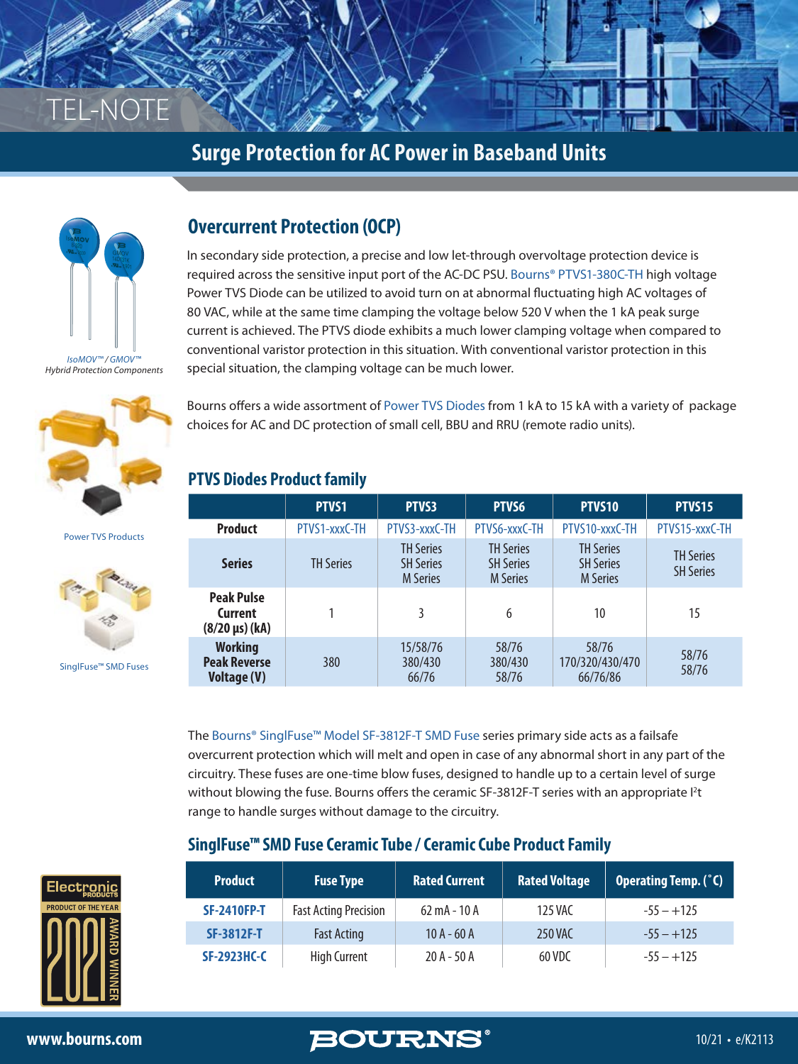# Surge Protection for AC Power in Baseband Units

*IsoMOV™ / GMOV™ Hybrid Protection Components*

Power TVS Products

SinglFuse™ SMD Fuses

## Overcurrent Protection (OCP)

In secondary side protection, a precise and low let-through overvoltage protection device is required across the sensitive input port of the AC-DC PSU. Bourns® PTVS1-380C-TH high voltage Power TVS Diode can be utilized to avoid turn on at abnormal fluctuating high AC voltages of 80 VAC, while at the same time clamping the voltage below 520 V when the 1 kA peak surge current is achieved. The PTVS diode exhibits a much lower clamping voltage when compared to conventional varistor protection in this situation. With conventional varistor protection in this special situation, the clamping voltage can be much lower.

Bourns offers a wide assortment of Power TVS Diodes from 1 kA to 15 kA with a variety of package choices for AC and DC protection of small cell, BBU and RRU (remote radio units).

### PTVS Diodes Product family

| | PTVS1 | PTVS3 | PTVS6 | PTVS10 | PTVS15 |
|---|---|---|---|---|---|
| **Product** | PTVS1-xxxC-TH | PTVS3-xxxC-TH | PTVS6-xxxC-TH | PTVS10-xxxC-TH | PTVS15-xxxC-TH |
| **Series** | TH Series | TH Series<br>SH Series<br>M Series | TH Series<br>SH Series<br>M Series | TH Series<br>SH Series<br>M Series | TH Series<br>SH Series |
| **Peak Pulse Current (8/20 µs) (kA)** | 1 | 3 | 6 | 10 | 15 |
| **Working Peak Reverse Voltage (V)** | 380 | 15/58/76<br>380/430<br>66/76 | 58/76<br>380/430<br>58/76 | 58/76<br>170/320/430/470<br>66/76/86 | 58/76<br>58/76 |

The Bourns® SinglFuse™ Model SF-3812F-T SMD Fuse series primary side acts as a failsafe overcurrent protection which will melt and open in case of any abnormal short in any part of the circuitry. These fuses are one-time blow fuses, designed to handle up to a certain level of surge without blowing the fuse. Bourns offers the ceramic SF-3812F-T series with an appropriate $I^2t$ range to handle surges without damage to the circuitry.

### SinglFuse™ SMD Fuse Ceramic Tube / Ceramic Cube Product Family

| Product | Fuse Type | Rated Current | Rated Voltage | Operating Temp. (˚C) |
|---|---|---|---|---|
| **SF-2410FP-T** | Fast Acting Precision | 62 mA - 10 A | 125 VAC | -55 – +125 |
| **SF-3812F-T** | Fast Acting | 10 A - 60 A | 250 VAC | -55 – +125 |
| **SF-2923HC-C** | High Current | 20 A - 50 A | 60 VDC | -55 – +125 |

Electronic Products – Product of the Year 2021 Award Winner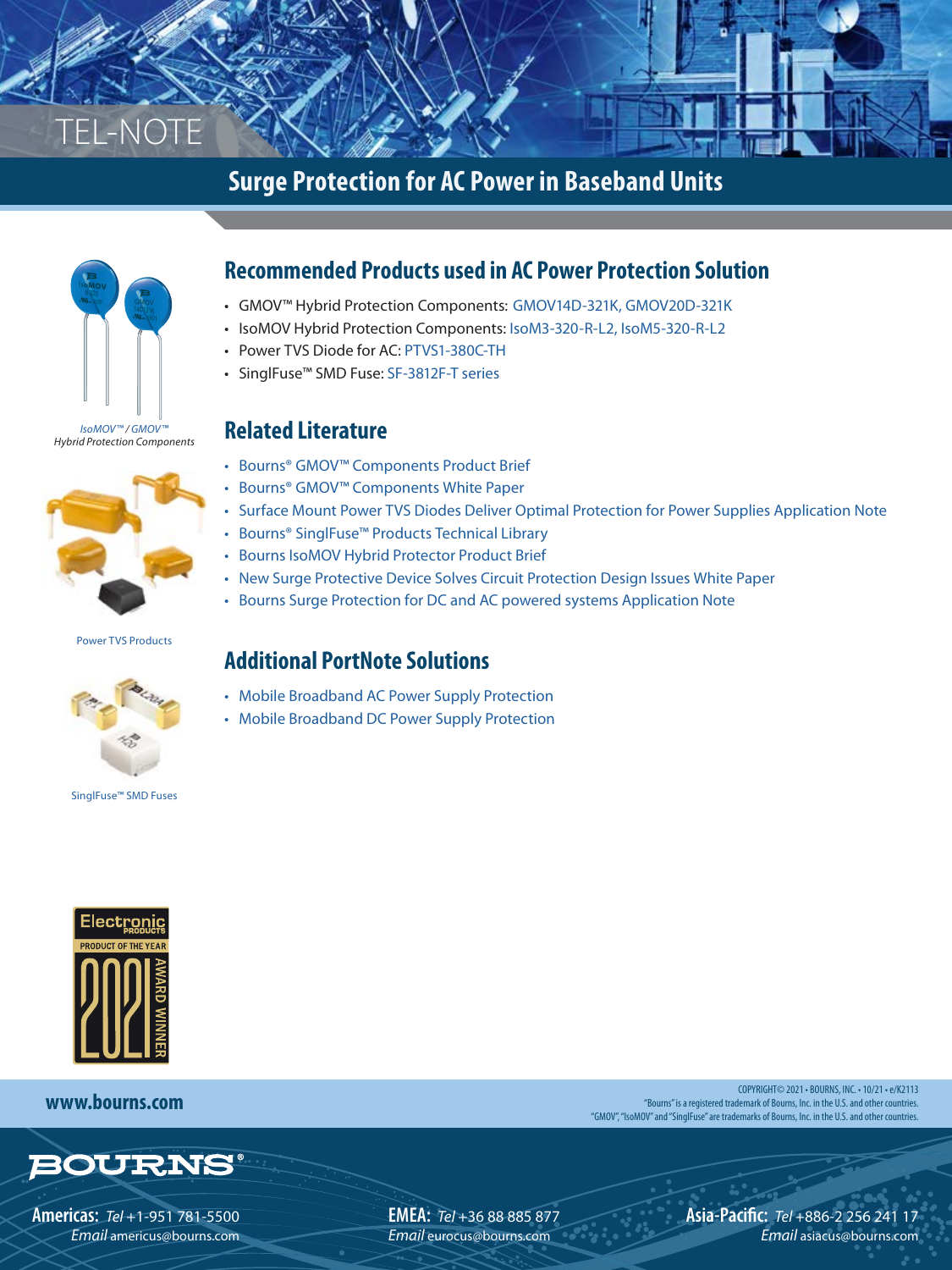TEL-NOTE

# Surge Protection for AC Power in Baseband Units

## Recommended Products used in AC Power Protection Solution

- GMOV™ Hybrid Protection Components: GMOV14D-321K, GMOV20D-321K
- IsoMOV Hybrid Protection Components: IsoM3-320-R-L2, IsoM5-320-R-L2
- Power TVS Diode for AC: PTVS1-380C-TH
- SinglFuse™ SMD Fuse: SF-3812F-T series

*IsoMOV™ / GMOV™*
*Hybrid Protection Components*

Power TVS Products

SinglFuse™ SMD Fuses

## Related Literature

- Bourns® GMOV™ Components Product Brief
- Bourns® GMOV™ Components White Paper
- Surface Mount Power TVS Diodes Deliver Optimal Protection for Power Supplies Application Note
- Bourns® SinglFuse™ Products Technical Library
- Bourns IsoMOV Hybrid Protector Product Brief
- New Surge Protective Device Solves Circuit Protection Design Issues White Paper
- Bourns Surge Protection for DC and AC powered systems Application Note

## Additional PortNote Solutions

- Mobile Broadband AC Power Supply Protection
- Mobile Broadband DC Power Supply Protection

Electronic Products — Product of the Year 2021 Award Winner

**www.bourns.com**

COPYRIGHT© 2021 • BOURNS, INC. • 10/21 • e/K2113
"Bourns" is a registered trademark of Bourns, Inc. in the U.S. and other countries.
"GMOV", "IsoMOV" and "SinglFuse" are trademarks of Bourns, Inc. in the U.S. and other countries.

BOURNS®

**Americas:** *Tel* +1-951 781-5500
*Email* americus@bourns.com

**EMEA:** *Tel* +36 88 885 877
*Email* eurocus@bourns.com

**Asia-Pacific:** *Tel* +886-2 256 241 17
*Email* asiacus@bourns.com